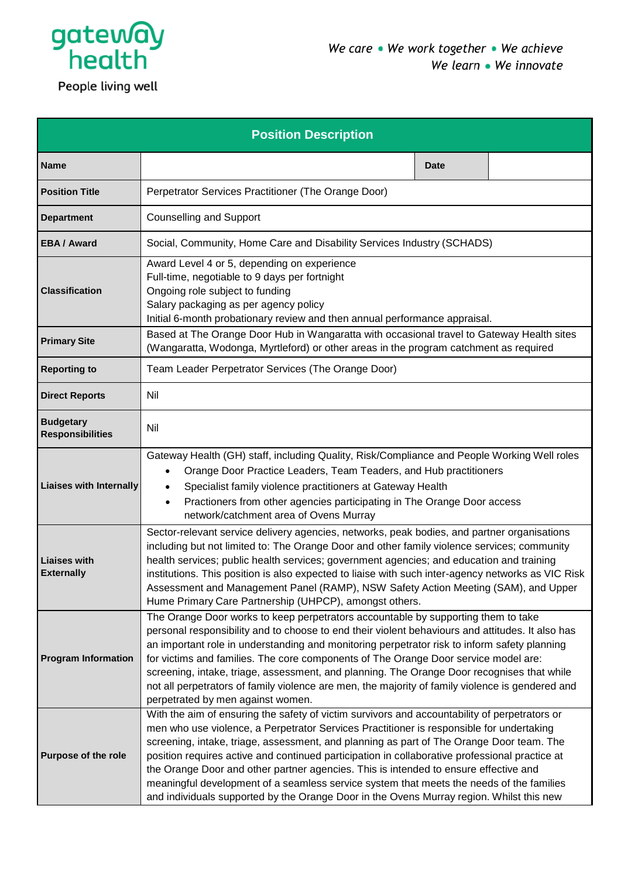gateway health

People living well

*We care • We work together • We achieve*
*We learn • We innovate*

| Position Description | | | |
|---|---|---|---|
| **Name** | | **Date** | |
| **Position Title** | Perpetrator Services Practitioner (The Orange Door) | | |
| **Department** | Counselling and Support | | |
| **EBA / Award** | Social, Community, Home Care and Disability Services Industry (SCHADS) | | |
| **Classification** | Award Level 4 or 5, depending on experience<br>Full-time, negotiable to 9 days per fortnight<br>Ongoing role subject to funding<br>Salary packaging as per agency policy<br>Initial 6-month probationary review and then annual performance appraisal. | | |
| **Primary Site** | Based at The Orange Door Hub in Wangaratta with occasional travel to Gateway Health sites (Wangaratta, Wodonga, Myrtleford) or other areas in the program catchment as required | | |
| **Reporting to** | Team Leader Perpetrator Services (The Orange Door) | | |
| **Direct Reports** | Nil | | |
| **Budgetary Responsibilities** | Nil | | |
| **Liaises with Internally** | Gateway Health (GH) staff, including Quality, Risk/Compliance and People Working Well roles<br>• Orange Door Practice Leaders, Team Teaders, and Hub practitioners<br>• Specialist family violence practitioners at Gateway Health<br>• Practioners from other agencies participating in The Orange Door access network/catchment area of Ovens Murray | | |
| **Liaises with Externally** | Sector-relevant service delivery agencies, networks, peak bodies, and partner organisations including but not limited to: The Orange Door and other family violence services; community health services; public health services; government agencies; and education and training institutions. This position is also expected to liaise with such inter-agency networks as VIC Risk Assessment and Management Panel (RAMP), NSW Safety Action Meeting (SAM), and Upper Hume Primary Care Partnership (UHPCP), amongst others. | | |
| **Program Information** | The Orange Door works to keep perpetrators accountable by supporting them to take personal responsibility and to choose to end their violent behaviours and attitudes. It also has an important role in understanding and monitoring perpetrator risk to inform safety planning for victims and families. The core components of The Orange Door service model are: screening, intake, triage, assessment, and planning. The Orange Door recognises that while not all perpetrators of family violence are men, the majority of family violence is gendered and perpetrated by men against women. | | |
| **Purpose of the role** | With the aim of ensuring the safety of victim survivors and accountability of perpetrators or men who use violence, a Perpetrator Services Practitioner is responsible for undertaking screening, intake, triage, assessment, and planning as part of The Orange Door team. The position requires active and continued participation in collaborative professional practice at the Orange Door and other partner agencies. This is intended to ensure effective and meaningful development of a seamless service system that meets the needs of the families and individuals supported by the Orange Door in the Ovens Murray region. Whilst this new | | |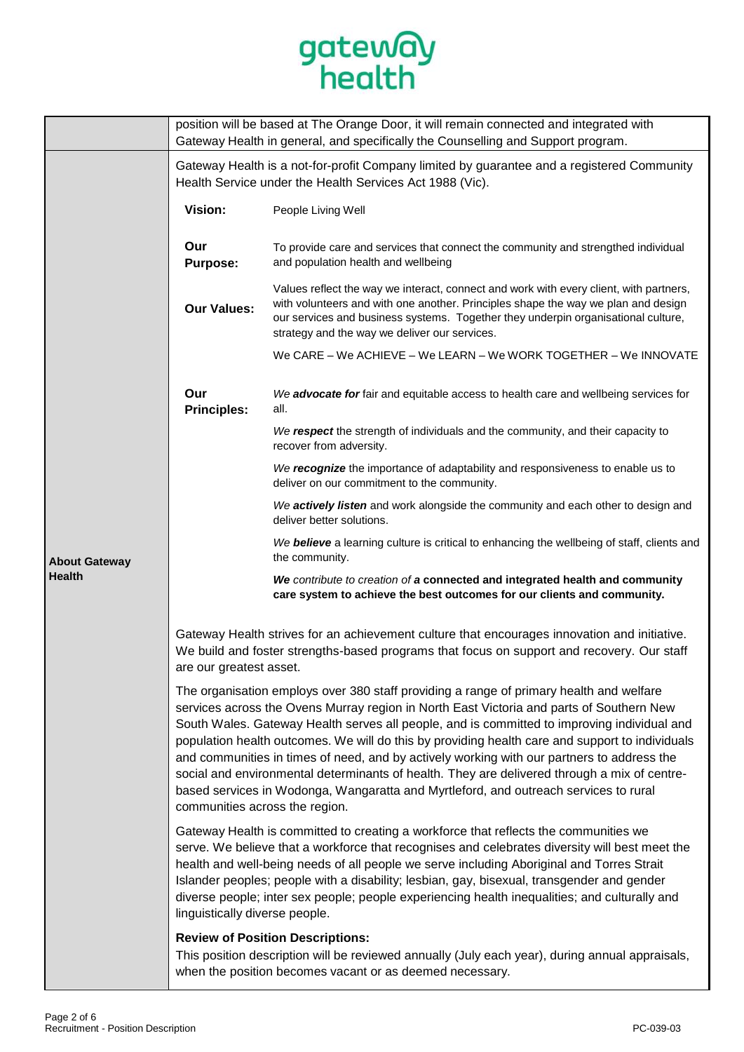| | |
|---|---|
| | position will be based at The Orange Door, it will remain connected and integrated with Gateway Health in general, and specifically the Counselling and Support program. |
| **About Gateway Health** | Gateway Health is a not-for-profit Company limited by guarantee and a registered Community Health Service under the Health Services Act 1988 (Vic).<br><br>**Vision:** People Living Well<br><br>**Our Purpose:** To provide care and services that connect the community and strengthed individual and population health and wellbeing<br><br>**Our Values:** Values reflect the way we interact, connect and work with every client, with partners, with volunteers and with one another. Principles shape the way we plan and design our services and business systems. Together they underpin organisational culture, strategy and the way we deliver our services.<br>We CARE – We ACHIEVE – We LEARN – We WORK TOGETHER – We INNOVATE<br><br>**Our Principles:**<br>*We **advocate for*** fair and equitable access to health care and wellbeing services for all.<br>*We **respect*** the strength of individuals and the community, and their capacity to recover from adversity.<br>*We **recognize*** the importance of adaptability and responsiveness to enable us to deliver on our commitment to the community.<br>*We **actively listen*** and work alongside the community and each other to design and deliver better solutions.<br>*We **believe*** a learning culture is critical to enhancing the wellbeing of staff, clients and the community.<br>***We** contribute to creation of **a*** **connected and integrated health and community care system to achieve the best outcomes for our clients and community.**<br><br>Gateway Health strives for an achievement culture that encourages innovation and initiative. We build and foster strengths-based programs that focus on support and recovery. Our staff are our greatest asset.<br><br>The organisation employs over 380 staff providing a range of primary health and welfare services across the Ovens Murray region in North East Victoria and parts of Southern New South Wales. Gateway Health serves all people, and is committed to improving individual and population health outcomes. We will do this by providing health care and support to individuals and communities in times of need, and by actively working with our partners to address the social and environmental determinants of health. They are delivered through a mix of centre-based services in Wodonga, Wangaratta and Myrtleford, and outreach services to rural communities across the region.<br><br>Gateway Health is committed to creating a workforce that reflects the communities we serve. We believe that a workforce that recognises and celebrates diversity will best meet the health and well-being needs of all people we serve including Aboriginal and Torres Strait Islander peoples; people with a disability; lesbian, gay, bisexual, transgender and gender diverse people; inter sex people; people experiencing health inequalities; and culturally and linguistically diverse people.<br><br>**Review of Position Descriptions:**<br>This position description will be reviewed annually (July each year), during annual appraisals, when the position becomes vacant or as deemed necessary. |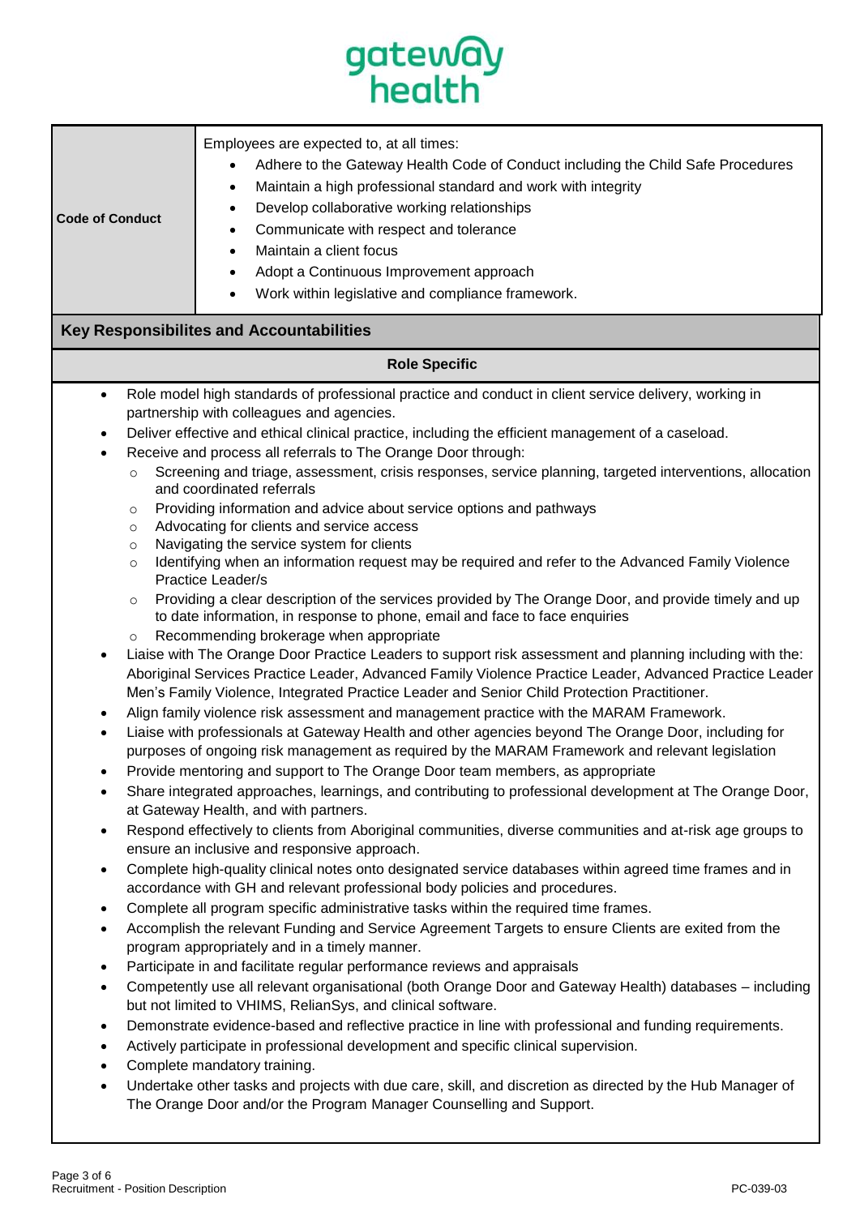| Code of Conduct | Employees are expected to, at all times:<br>• Adhere to the Gateway Health Code of Conduct including the Child Safe Procedures<br>• Maintain a high professional standard and work with integrity<br>• Develop collaborative working relationships<br>• Communicate with respect and tolerance<br>• Maintain a client focus<br>• Adopt a Continuous Improvement approach<br>• Work within legislative and compliance framework. |
|---|---|

## Key Responsibilites and Accountabilities

### Role Specific

- Role model high standards of professional practice and conduct in client service delivery, working in partnership with colleagues and agencies.
- Deliver effective and ethical clinical practice, including the efficient management of a caseload.
- Receive and process all referrals to The Orange Door through:
  - Screening and triage, assessment, crisis responses, service planning, targeted interventions, allocation and coordinated referrals
  - Providing information and advice about service options and pathways
  - Advocating for clients and service access
  - Navigating the service system for clients
  - Identifying when an information request may be required and refer to the Advanced Family Violence Practice Leader/s
  - Providing a clear description of the services provided by The Orange Door, and provide timely and up to date information, in response to phone, email and face to face enquiries
  - Recommending brokerage when appropriate
- Liaise with The Orange Door Practice Leaders to support risk assessment and planning including with the: Aboriginal Services Practice Leader, Advanced Family Violence Practice Leader, Advanced Practice Leader Men's Family Violence, Integrated Practice Leader and Senior Child Protection Practitioner.
- Align family violence risk assessment and management practice with the MARAM Framework.
- Liaise with professionals at Gateway Health and other agencies beyond The Orange Door, including for purposes of ongoing risk management as required by the MARAM Framework and relevant legislation
- Provide mentoring and support to The Orange Door team members, as appropriate
- Share integrated approaches, learnings, and contributing to professional development at The Orange Door, at Gateway Health, and with partners.
- Respond effectively to clients from Aboriginal communities, diverse communities and at-risk age groups to ensure an inclusive and responsive approach.
- Complete high-quality clinical notes onto designated service databases within agreed time frames and in accordance with GH and relevant professional body policies and procedures.
- Complete all program specific administrative tasks within the required time frames.
- Accomplish the relevant Funding and Service Agreement Targets to ensure Clients are exited from the program appropriately and in a timely manner.
- Participate in and facilitate regular performance reviews and appraisals
- Competently use all relevant organisational (both Orange Door and Gateway Health) databases – including but not limited to VHIMS, RelianSys, and clinical software.
- Demonstrate evidence-based and reflective practice in line with professional and funding requirements.
- Actively participate in professional development and specific clinical supervision.
- Complete mandatory training.
- Undertake other tasks and projects with due care, skill, and discretion as directed by the Hub Manager of The Orange Door and/or the Program Manager Counselling and Support.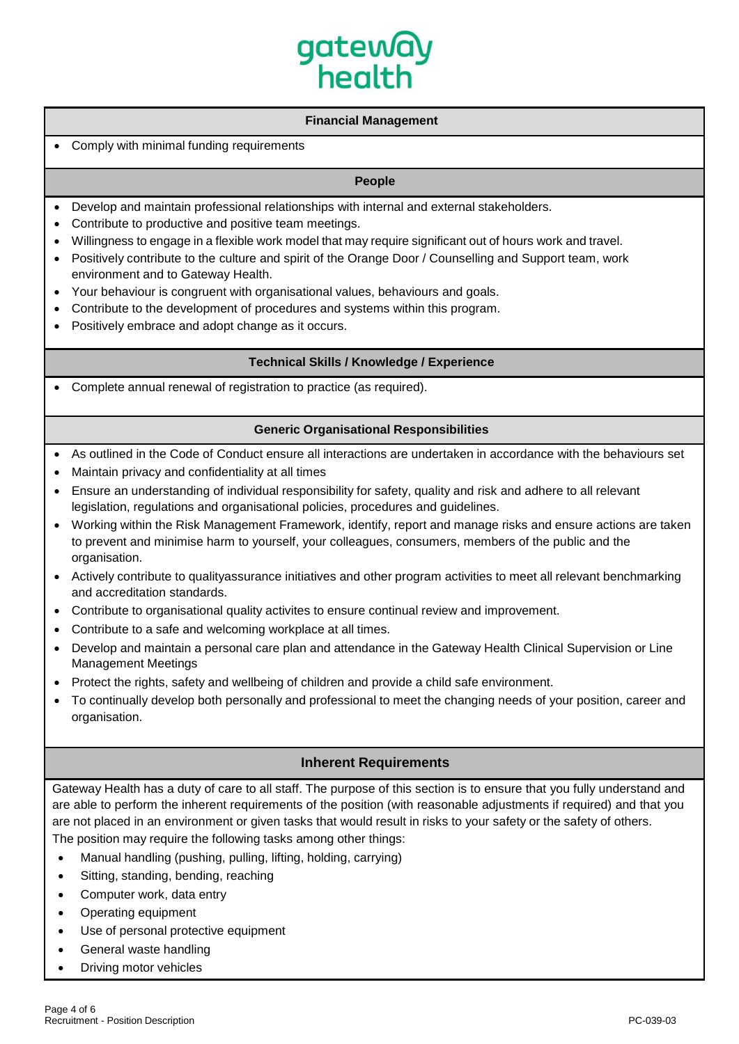## Financial Management

- Comply with minimal funding requirements

## People

- Develop and maintain professional relationships with internal and external stakeholders.
- Contribute to productive and positive team meetings.
- Willingness to engage in a flexible work model that may require significant out of hours work and travel.
- Positively contribute to the culture and spirit of the Orange Door / Counselling and Support team, work environment and to Gateway Health.
- Your behaviour is congruent with organisational values, behaviours and goals.
- Contribute to the development of procedures and systems within this program.
- Positively embrace and adopt change as it occurs.

## Technical Skills / Knowledge / Experience

- Complete annual renewal of registration to practice (as required).

## Generic Organisational Responsibilities

- As outlined in the Code of Conduct ensure all interactions are undertaken in accordance with the behaviours set
- Maintain privacy and confidentiality at all times
- Ensure an understanding of individual responsibility for safety, quality and risk and adhere to all relevant legislation, regulations and organisational policies, procedures and guidelines.
- Working within the Risk Management Framework, identify, report and manage risks and ensure actions are taken to prevent and minimise harm to yourself, your colleagues, consumers, members of the public and the organisation.
- Actively contribute to qualityassurance initiatives and other program activities to meet all relevant benchmarking and accreditation standards.
- Contribute to organisational quality activites to ensure continual review and improvement.
- Contribute to a safe and welcoming workplace at all times.
- Develop and maintain a personal care plan and attendance in the Gateway Health Clinical Supervision or Line Management Meetings
- Protect the rights, safety and wellbeing of children and provide a child safe environment.
- To continually develop both personally and professional to meet the changing needs of your position, career and organisation.

## Inherent Requirements

Gateway Health has a duty of care to all staff. The purpose of this section is to ensure that you fully understand and are able to perform the inherent requirements of the position (with reasonable adjustments if required) and that you are not placed in an environment or given tasks that would result in risks to your safety or the safety of others.
The position may require the following tasks among other things:

- Manual handling (pushing, pulling, lifting, holding, carrying)
- Sitting, standing, bending, reaching
- Computer work, data entry
- Operating equipment
- Use of personal protective equipment
- General waste handling
- Driving motor vehicles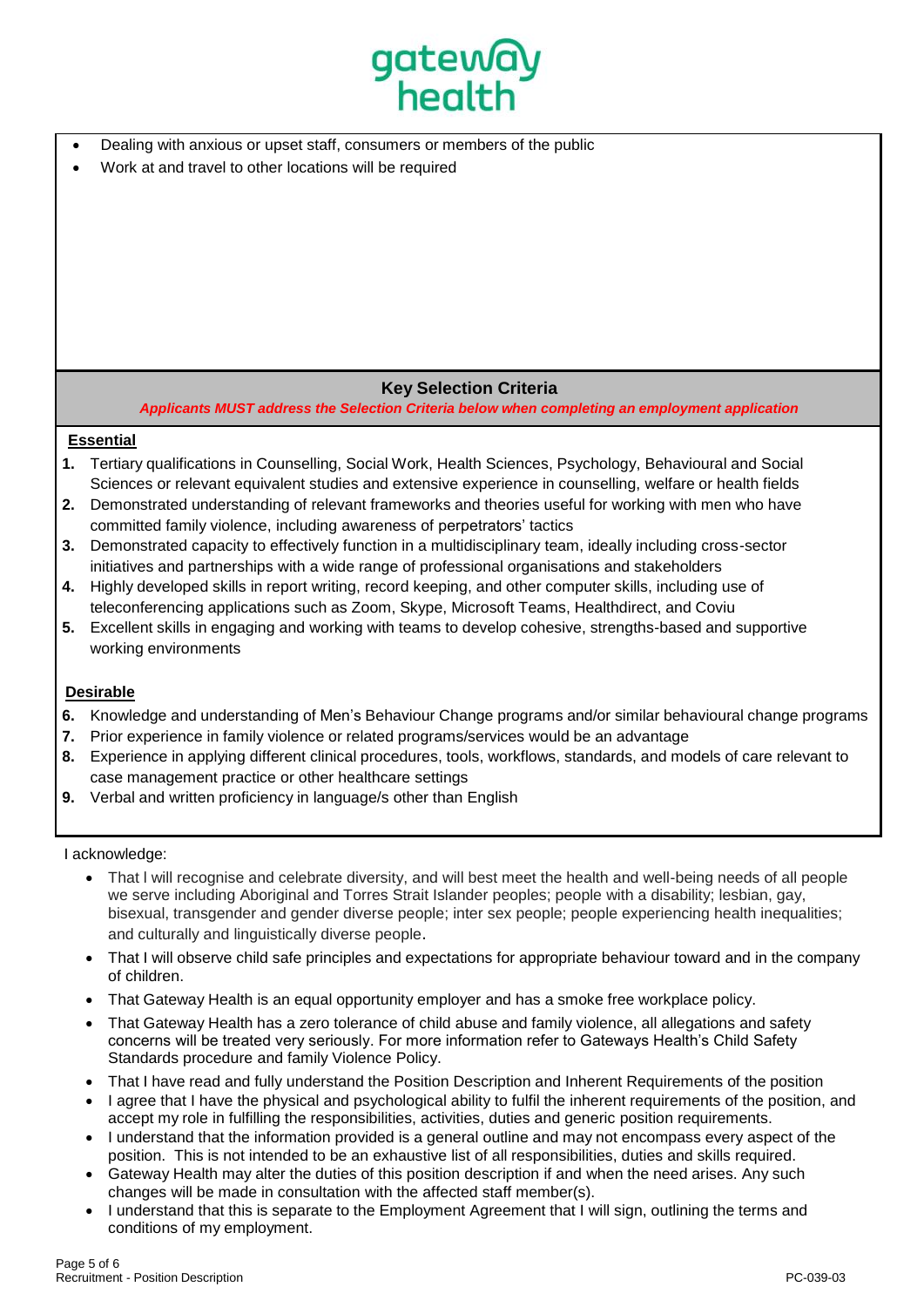- Dealing with anxious or upset staff, consumers or members of the public
- Work at and travel to other locations will be required

## Key Selection Criteria

***Applicants MUST address the Selection Criteria below when completing an employment application***

### Essential

1. Tertiary qualifications in Counselling, Social Work, Health Sciences, Psychology, Behavioural and Social Sciences or relevant equivalent studies and extensive experience in counselling, welfare or health fields
2. Demonstrated understanding of relevant frameworks and theories useful for working with men who have committed family violence, including awareness of perpetrators' tactics
3. Demonstrated capacity to effectively function in a multidisciplinary team, ideally including cross-sector initiatives and partnerships with a wide range of professional organisations and stakeholders
4. Highly developed skills in report writing, record keeping, and other computer skills, including use of teleconferencing applications such as Zoom, Skype, Microsoft Teams, Healthdirect, and Coviu
5. Excellent skills in engaging and working with teams to develop cohesive, strengths-based and supportive working environments

### Desirable

6. Knowledge and understanding of Men's Behaviour Change programs and/or similar behavioural change programs
7. Prior experience in family violence or related programs/services would be an advantage
8. Experience in applying different clinical procedures, tools, workflows, standards, and models of care relevant to case management practice or other healthcare settings
9. Verbal and written proficiency in language/s other than English

I acknowledge:

- That I will recognise and celebrate diversity, and will best meet the health and well-being needs of all people we serve including Aboriginal and Torres Strait Islander peoples; people with a disability; lesbian, gay, bisexual, transgender and gender diverse people; inter sex people; people experiencing health inequalities; and culturally and linguistically diverse people.
- That I will observe child safe principles and expectations for appropriate behaviour toward and in the company of children.
- That Gateway Health is an equal opportunity employer and has a smoke free workplace policy.
- That Gateway Health has a zero tolerance of child abuse and family violence, all allegations and safety concerns will be treated very seriously. For more information refer to Gateways Health's Child Safety Standards procedure and family Violence Policy.
- That I have read and fully understand the Position Description and Inherent Requirements of the position
- I agree that I have the physical and psychological ability to fulfil the inherent requirements of the position, and accept my role in fulfilling the responsibilities, activities, duties and generic position requirements.
- I understand that the information provided is a general outline and may not encompass every aspect of the position. This is not intended to be an exhaustive list of all responsibilities, duties and skills required.
- Gateway Health may alter the duties of this position description if and when the need arises. Any such changes will be made in consultation with the affected staff member(s).
- I understand that this is separate to the Employment Agreement that I will sign, outlining the terms and conditions of my employment.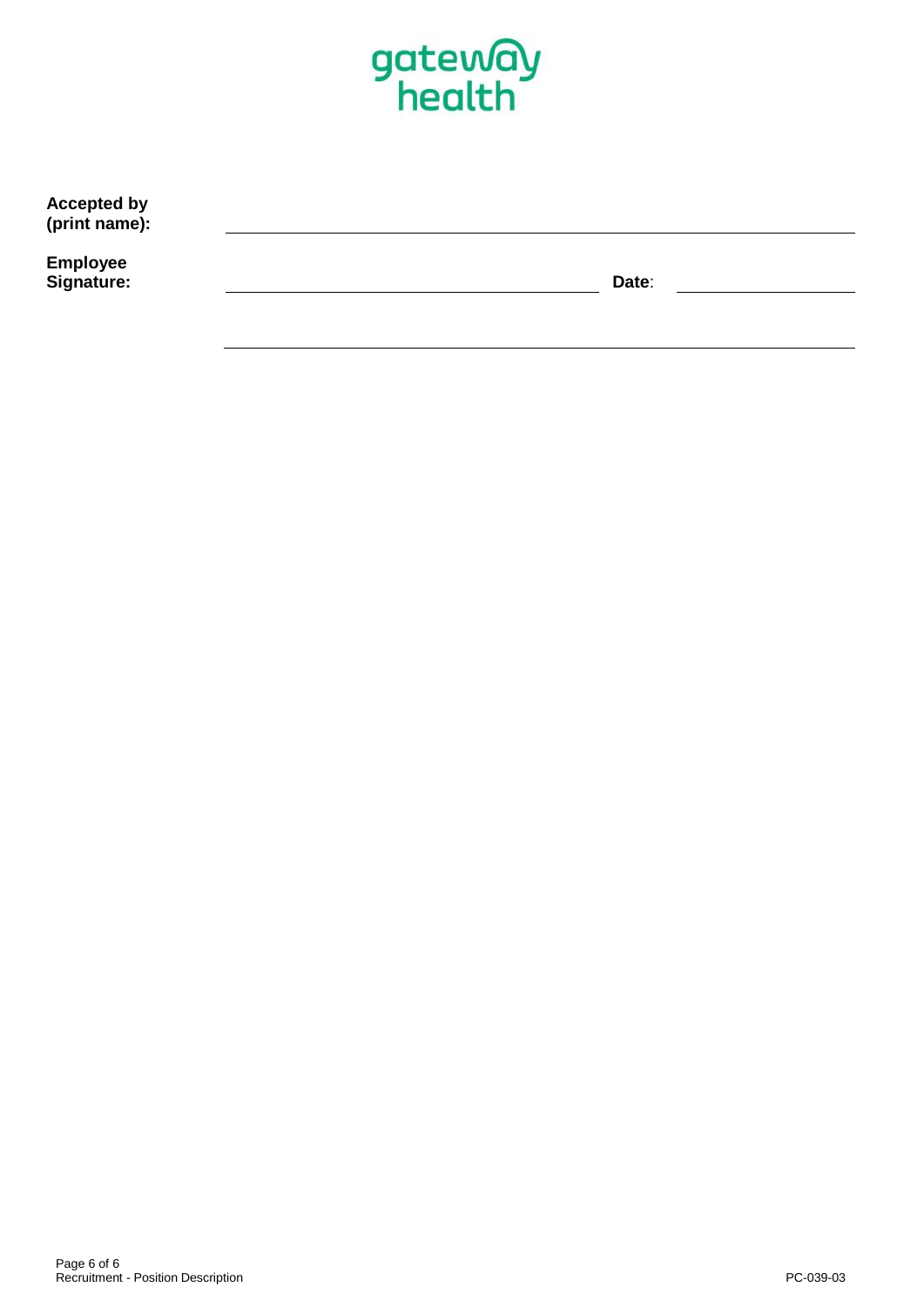**Accepted by (print name):** \_\_\_\_\_\_\_\_\_\_\_\_\_\_\_\_\_\_\_\_\_\_\_\_\_\_\_\_\_\_\_\_\_\_\_\_\_\_\_\_

**Employee Signature:** \_\_\_\_\_\_\_\_\_\_\_\_\_\_\_\_\_\_\_\_\_\_\_\_\_\_\_\_ **Date**: \_\_\_\_\_\_\_\_\_\_\_\_\_\_